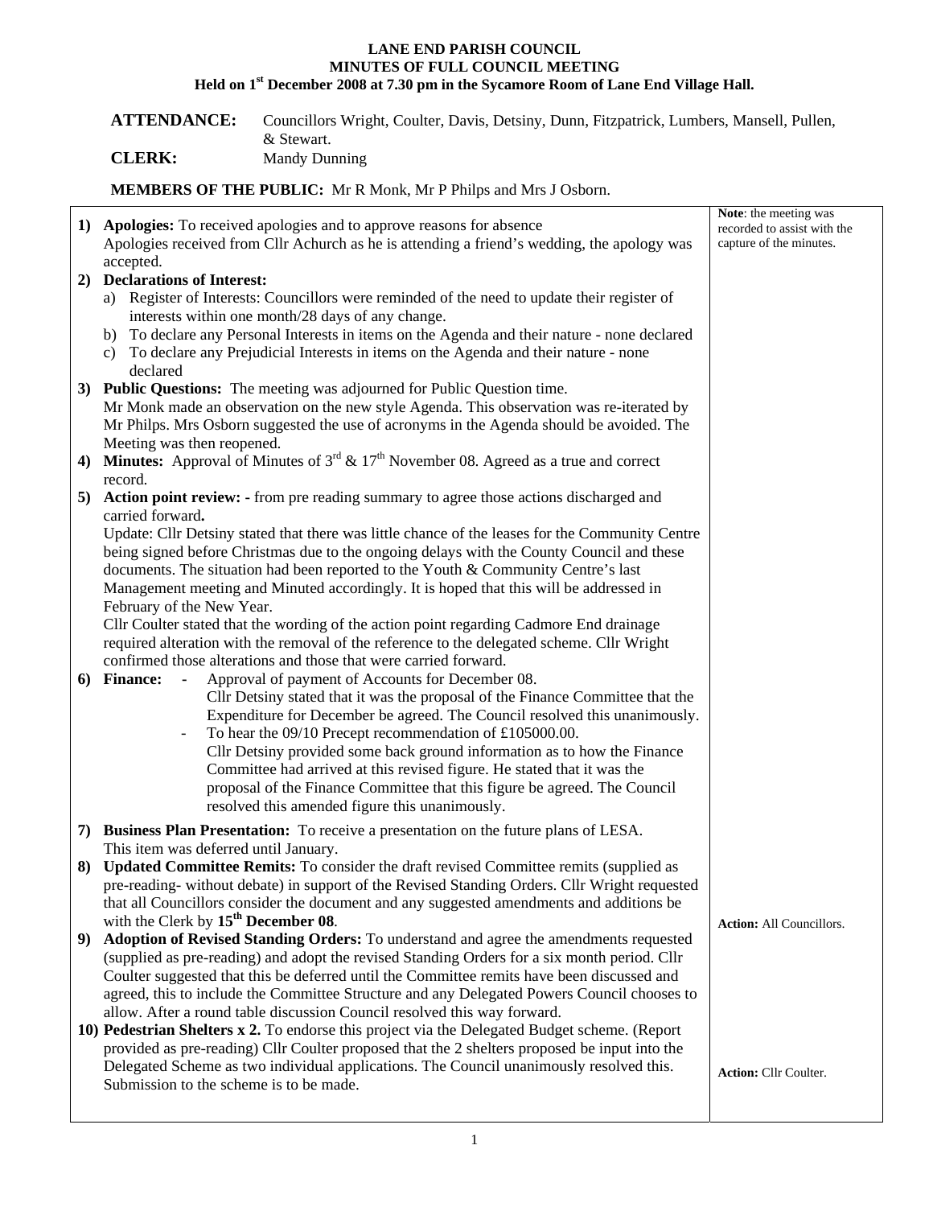# LANE END PARISH COUNCIL
## MINUTES OF FULL COUNCIL MEETING
### Held on 1st December 2008 at 7.30 pm in the Sycamore Room of Lane End Village Hall.

**ATTENDANCE:** Councillors Wright, Coulter, Davis, Detsiny, Dunn, Fitzpatrick, Lumbers, Mansell, Pullen, & Stewart.

**CLERK:** Mandy Dunning

**MEMBERS OF THE PUBLIC:** Mr R Monk, Mr P Philps and Mrs J Osborn.

| | |
|---|---|
| **1) Apologies:** To received apologies and to approve reasons for absence<br>Apologies received from Cllr Achurch as he is attending a friend's wedding, the apology was accepted. | **Note**: the meeting was recorded to assist with the capture of the minutes. |
| **2) Declarations of Interest:**<br>a) Register of Interests: Councillors were reminded of the need to update their register of interests within one month/28 days of any change.<br>b) To declare any Personal Interests in items on the Agenda and their nature - none declared<br>c) To declare any Prejudicial Interests in items on the Agenda and their nature - none declared | |
| **3) Public Questions:** The meeting was adjourned for Public Question time.<br>Mr Monk made an observation on the new style Agenda. This observation was re-iterated by Mr Philps. Mrs Osborn suggested the use of acronyms in the Agenda should be avoided. The Meeting was then reopened. | |
| **4) Minutes:** Approval of Minutes of 3rd & 17th November 08. Agreed as a true and correct record. | |
| **5) Action point review:** - from pre reading summary to agree those actions discharged and carried forward**.**<br>Update: Cllr Detsiny stated that there was little chance of the leases for the Community Centre being signed before Christmas due to the ongoing delays with the County Council and these documents. The situation had been reported to the Youth & Community Centre's last Management meeting and Minuted accordingly. It is hoped that this will be addressed in February of the New Year.<br>Cllr Coulter stated that the wording of the action point regarding Cadmore End drainage required alteration with the removal of the reference to the delegated scheme. Cllr Wright confirmed those alterations and those that were carried forward. | |
| **6) Finance:** - Approval of payment of Accounts for December 08.<br>Cllr Detsiny stated that it was the proposal of the Finance Committee that the Expenditure for December be agreed. The Council resolved this unanimously.<br>- To hear the 09/10 Precept recommendation of £105000.00.<br>Cllr Detsiny provided some back ground information as to how the Finance Committee had arrived at this revised figure. He stated that it was the proposal of the Finance Committee that this figure be agreed. The Council resolved this amended figure this unanimously. | |
| **7) Business Plan Presentation:** To receive a presentation on the future plans of LESA.<br>This item was deferred until January. | |
| **8) Updated Committee Remits:** To consider the draft revised Committee remits (supplied as pre-reading- without debate) in support of the Revised Standing Orders. Cllr Wright requested that all Councillors consider the document and any suggested amendments and additions be with the Clerk by **15th December 08**. | **Action:** All Councillors. |
| **9) Adoption of Revised Standing Orders:** To understand and agree the amendments requested (supplied as pre-reading) and adopt the revised Standing Orders for a six month period. Cllr Coulter suggested that this be deferred until the Committee remits have been discussed and agreed, this to include the Committee Structure and any Delegated Powers Council chooses to allow. After a round table discussion Council resolved this way forward. | |
| **10) Pedestrian Shelters x 2.** To endorse this project via the Delegated Budget scheme. (Report provided as pre-reading) Cllr Coulter proposed that the 2 shelters proposed be input into the Delegated Scheme as two individual applications. The Council unanimously resolved this. Submission to the scheme is to be made. | **Action:** Cllr Coulter. |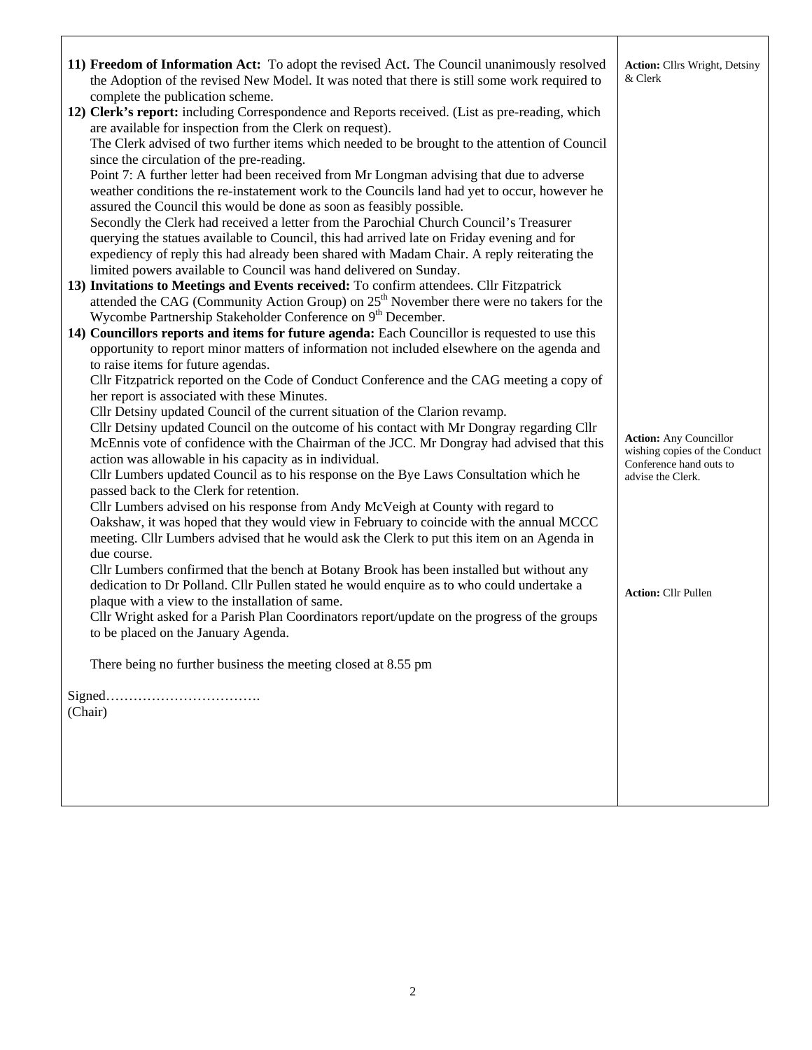11) **Freedom of Information Act:** To adopt the revised Act. The Council unanimously resolved the Adoption of the revised New Model. It was noted that there is still some work required to complete the publication scheme.

**Action:** Cllrs Wright, Detsiny & Clerk

12) **Clerk's report:** including Correspondence and Reports received. (List as pre-reading, which are available for inspection from the Clerk on request).
The Clerk advised of two further items which needed to be brought to the attention of Council since the circulation of the pre-reading.
Point 7: A further letter had been received from Mr Longman advising that due to adverse weather conditions the re-instatement work to the Councils land had yet to occur, however he assured the Council this would be done as soon as feasibly possible.
Secondly the Clerk had received a letter from the Parochial Church Council's Treasurer querying the statues available to Council, this had arrived late on Friday evening and for expediency of reply this had already been shared with Madam Chair. A reply reiterating the limited powers available to Council was hand delivered on Sunday.

13) **Invitations to Meetings and Events received:** To confirm attendees. Cllr Fitzpatrick attended the CAG (Community Action Group) on 25th November there were no takers for the Wycombe Partnership Stakeholder Conference on 9th December.

14) **Councillors reports and items for future agenda:** Each Councillor is requested to use this opportunity to report minor matters of information not included elsewhere on the agenda and to raise items for future agendas.
Cllr Fitzpatrick reported on the Code of Conduct Conference and the CAG meeting a copy of her report is associated with these Minutes.
Cllr Detsiny updated Council of the current situation of the Clarion revamp.
Cllr Detsiny updated Council on the outcome of his contact with Mr Dongray regarding Cllr McEnnis vote of confidence with the Chairman of the JCC. Mr Dongray had advised that this action was allowable in his capacity as in individual.

**Action:** Any Councillor wishing copies of the Conduct Conference hand outs to advise the Clerk.

Cllr Lumbers updated Council as to his response on the Bye Laws Consultation which he passed back to the Clerk for retention.
Cllr Lumbers advised on his response from Andy McVeigh at County with regard to Oakshaw, it was hoped that they would view in February to coincide with the annual MCCC meeting. Cllr Lumbers advised that he would ask the Clerk to put this item on an Agenda in due course.
Cllr Lumbers confirmed that the bench at Botany Brook has been installed but without any dedication to Dr Polland. Cllr Pullen stated he would enquire as to who could undertake a plaque with a view to the installation of same.

**Action:** Cllr Pullen

Cllr Wright asked for a Parish Plan Coordinators report/update on the progress of the groups to be placed on the January Agenda.

There being no further business the meeting closed at 8.55 pm

Signed…………………………….
(Chair)